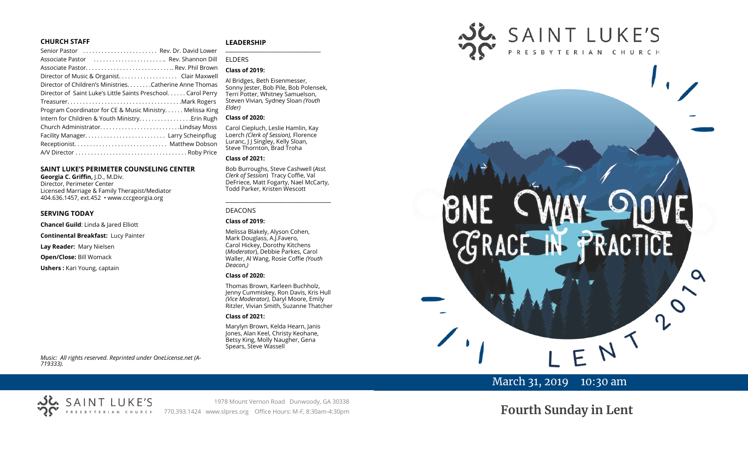### CHURCH STAFF

Senior Pastor ........................ Rev. Dr. David Lower
Associate Pastor ........................ Rev. Shannon Dill
Associate Pastor............................ Rev. Phil Brown
Director of Music & Organist.................. Clair Maxwell
Director of Children's Ministries........Catherine Anne Thomas
Director of Saint Luke's Little Saints Preschool...... Carol Perry
Treasurer.................................... Mark Rogers
Program Coordinator for CE & Music Ministry...... Melissa King
Intern for Children & Youth Ministry................ Erin Rugh
Church Administrator......................... Lindsay Moss
Facility Manager........................ Larry Scheinpflug
Receptionist............................ Matthew Dobson
A/V Director................................... Roby Price

### SAINT LUKE'S PERIMETER COUNSELING CENTER

**Georgia C. Griffin,** J.D., M.Div.
Director, Perimeter Center
Licensed Marriage & Family Therapist/Mediator
404.636.1457, ext.452 • www.cccgeorgia.org

### SERVING TODAY

**Chancel Guild**: Linda & Jared Elliott

**Continental Breakfast:** Lucy Painter

**Lay Reader:** Mary Nielsen

**Open/Close:** Bill Womack

**Ushers :** Kari Young, captain

*Music: All rights reserved. Reprinted under OneLicense.net (A-719333).*

### LEADERSHIP

ELDERS

**Class of 2019:**

Al Bridges, Beth Eisenmesser, Sonny Jester, Bob Pile, Bob Polensek, Terri Potter, Whitney Samuelson, Steven Vivian, Sydney Sloan *(Youth Elder)*

**Class of 2020:**

Carol Ciepluch, Leslie Hamlin, Kay Loerch *(Clerk of Session),* Florence Luranc, J J Singley, Kelly Sloan, Steve Thornton, Brad Troha

**Class of 2021:**

Bob Burroughs, Steve Cashwell (*Asst. Clerk of Session*) Tracy Coffie, Val DeFriece, Matt Fogarty, Nael McCarty, Todd Parker, Kristen Wescott

DEACONS

**Class of 2019:**

Melissa Blakely, Alyson Cohen, Mark Douglass, A.J.Favero, Carol Hickey, Dorothy Kitchens (*Moderator*), Debbie Parkes, Carol Waller, Al Wang, Rosie Coffie *(Youth Deacon,)*

**Class of 2020:**

Thomas Brown, Karleen Buchholz, Jenny Cummiskey, Ron Davis, Kris Hull *(Vice Moderator),* Daryl Moore, Emily Ritzler, Vivian Smith, Suzanne Thatcher

**Class of 2021:**

Marylyn Brown, Kelda Hearn, Janis Jones, Alan Keel, Christy Keohane, Betsy King, Molly Naugher, Gena Spears, Steve Wassell

# SAINT LUKE'S PRESBYTERIAN CHURCH

ONE WAY LOVE: GRACE IN PRACTICE

LENT 2019

March 31, 2019 10:30 am

## Fourth Sunday in Lent

SAINT LUKE'S PRESBYTERIAN CHURCH
1978 Mount Vernon Road Dunwoody, GA 30338
770.393.1424 www.slpres.org Office Hours: M-F, 8:30am-4:30pm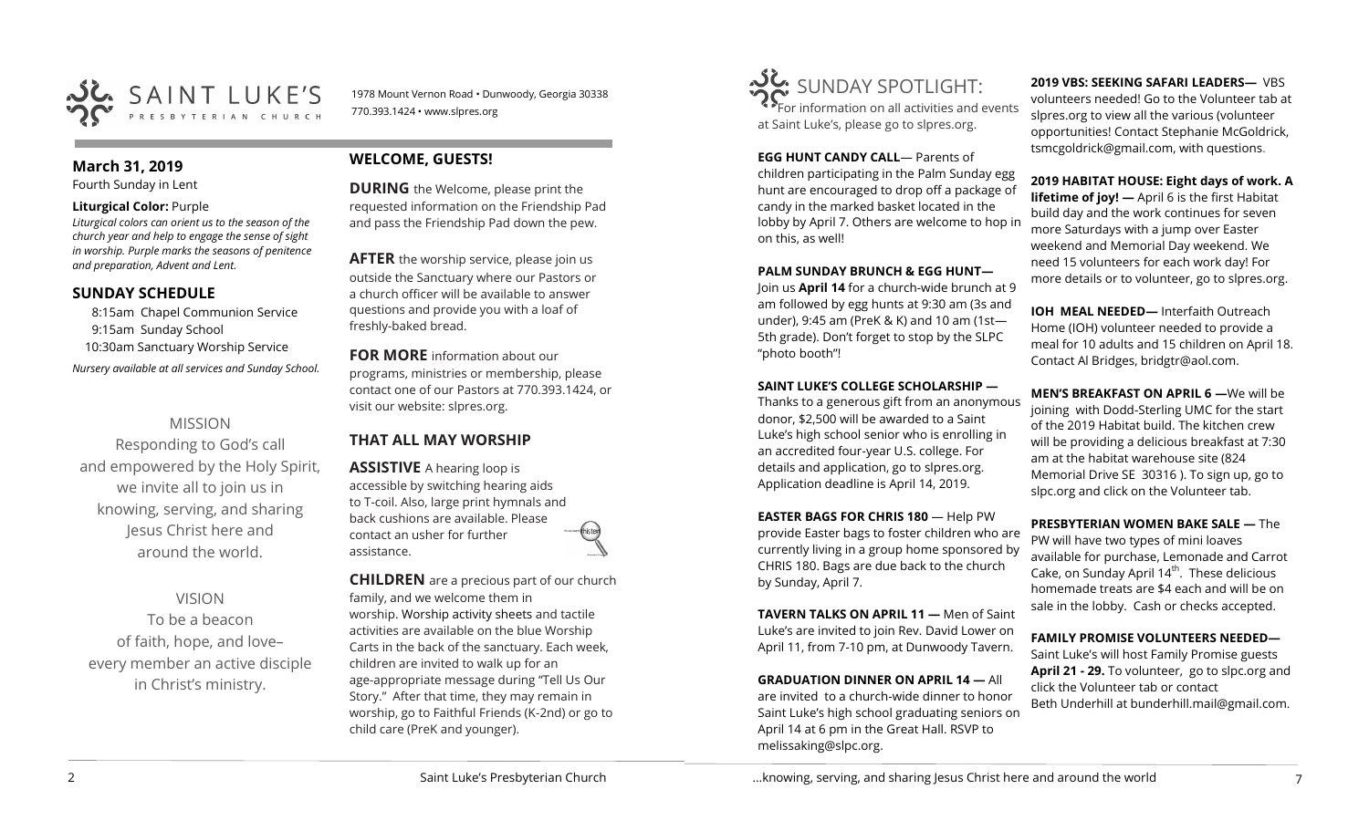SAINT LUKE'S PRESBYTERIAN CHURCH

1978 Mount Vernon Road • Dunwoody, Georgia 30338
770.393.1424 • www.slpres.org

## March 31, 2019

Fourth Sunday in Lent

**Liturgical Color:** Purple

*Liturgical colors can orient us to the season of the church year and help to engage the sense of sight in worship. Purple marks the seasons of penitence and preparation, Advent and Lent.*

## SUNDAY SCHEDULE

8:15am Chapel Communion Service
9:15am Sunday School
10:30am Sanctuary Worship Service

*Nursery available at all services and Sunday School.*

MISSION

Responding to God's call and empowered by the Holy Spirit, we invite all to join us in knowing, serving, and sharing Jesus Christ here and around the world.

VISION

To be a beacon of faith, hope, and love– every member an active disciple in Christ's ministry.

## WELCOME, GUESTS!

**DURING** the Welcome, please print the requested information on the Friendship Pad and pass the Friendship Pad down the pew.

**AFTER** the worship service, please join us outside the Sanctuary where our Pastors or a church officer will be available to answer questions and provide you with a loaf of freshly-baked bread.

**FOR MORE** information about our programs, ministries or membership, please contact one of our Pastors at 770.393.1424, or visit our website: slpres.org.

## THAT ALL MAY WORSHIP

**ASSISTIVE** A hearing loop is accessible by switching hearing aids to T-coil. Also, large print hymnals and back cushions are available. Please contact an usher for further assistance.

**CHILDREN** are a precious part of our church family, and we welcome them in worship. Worship activity sheets and tactile activities are available on the blue Worship Carts in the back of the sanctuary. Each week, children are invited to walk up for an age-appropriate message during "Tell Us Our Story." After that time, they may remain in worship, go to Faithful Friends (K-2nd) or go to child care (PreK and younger).

## SUNDAY SPOTLIGHT:

For information on all activities and events at Saint Luke's, please go to slpres.org.

**EGG HUNT CANDY CALL**— Parents of children participating in the Palm Sunday egg hunt are encouraged to drop off a package of candy in the marked basket located in the lobby by April 7. Others are welcome to hop in on this, as well!

**PALM SUNDAY BRUNCH & EGG HUNT—** Join us **April 14** for a church-wide brunch at 9 am followed by egg hunts at 9:30 am (3s and under), 9:45 am (PreK & K) and 10 am (1st—5th grade). Don't forget to stop by the SLPC "photo booth"!

**SAINT LUKE'S COLLEGE SCHOLARSHIP —** Thanks to a generous gift from an anonymous donor, $2,500 will be awarded to a Saint Luke's high school senior who is enrolling in an accredited four-year U.S. college. For details and application, go to slpres.org. Application deadline is April 14, 2019.

**EASTER BAGS FOR CHRIS 180** — Help PW provide Easter bags to foster children who are currently living in a group home sponsored by CHRIS 180. Bags are due back to the church by Sunday, April 7.

**TAVERN TALKS ON APRIL 11 —** Men of Saint Luke's are invited to join Rev. David Lower on April 11, from 7-10 pm, at Dunwoody Tavern.

**GRADUATION DINNER ON APRIL 14 —** All are invited to a church-wide dinner to honor Saint Luke's high school graduating seniors on April 14 at 6 pm in the Great Hall. RSVP to melissaking@slpc.org.

**2019 VBS: SEEKING SAFARI LEADERS—** VBS volunteers needed! Go to the Volunteer tab at slpres.org to view all the various (volunteer opportunities! Contact Stephanie McGoldrick, tsmcgoldrick@gmail.com, with questions.

**2019 HABITAT HOUSE: Eight days of work. A lifetime of joy! —** April 6 is the first Habitat build day and the work continues for seven more Saturdays with a jump over Easter weekend and Memorial Day weekend. We need 15 volunteers for each work day! For more details or to volunteer, go to slpres.org.

**IOH MEAL NEEDED—** Interfaith Outreach Home (IOH) volunteer needed to provide a meal for 10 adults and 15 children on April 18. Contact Al Bridges, bridgtr@aol.com.

**MEN'S BREAKFAST ON APRIL 6 —**We will be joining with Dodd-Sterling UMC for the start of the 2019 Habitat build. The kitchen crew will be providing a delicious breakfast at 7:30 am at the habitat warehouse site (824 Memorial Drive SE 30316 ). To sign up, go to slpc.org and click on the Volunteer tab.

**PRESBYTERIAN WOMEN BAKE SALE —** The PW will have two types of mini loaves available for purchase, Lemonade and Carrot Cake, on Sunday April 14th. These delicious homemade treats are $4 each and will be on sale in the lobby. Cash or checks accepted.

**FAMILY PROMISE VOLUNTEERS NEEDED—** Saint Luke's will host Family Promise guests **April 21 - 29.** To volunteer, go to slpc.org and click the Volunteer tab or contact Beth Underhill at bunderhill.mail@gmail.com.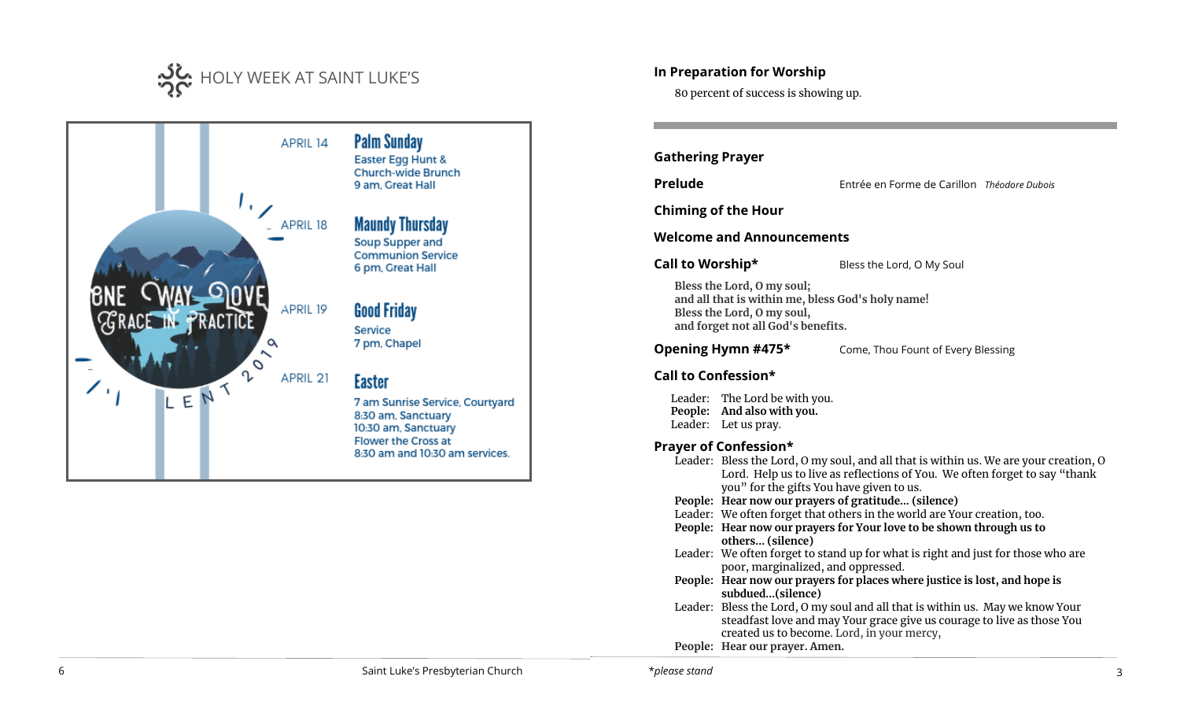## HOLY WEEK AT SAINT LUKE'S

ONE WAY LOVE
GRACE IN PRACTICE
LENT 2019

| | |
|---|---|
| APRIL 14 | **Palm Sunday**<br>Easter Egg Hunt & Church-wide Brunch<br>9 am, Great Hall |
| APRIL 18 | **Maundy Thursday**<br>Soup Supper and Communion Service<br>6 pm, Great Hall |
| APRIL 19 | **Good Friday**<br>Service<br>7 pm, Chapel |
| APRIL 21 | **Easter**<br>7 am Sunrise Service, Courtyard<br>8:30 am, Sanctuary<br>10:30 am, Sanctuary<br>Flower the Cross at 8:30 am and 10:30 am services. |

Saint Luke's Presbyterian Church

**In Preparation for Worship**

80 percent of success is showing up.

---

**Gathering Prayer**

**Prelude** Entrée en Forme de Carillon *Théodore Dubois*

**Chiming of the Hour**

**Welcome and Announcements**

**Call to Worship*** Bless the Lord, O My Soul

**Bless the Lord, O my soul;**
**and all that is within me, bless God's holy name!**
**Bless the Lord, O my soul,**
**and forget not all God's benefits.**

**Opening Hymn #475*** Come, Thou Fount of Every Blessing

**Call to Confession***

Leader: The Lord be with you.
**People: And also with you.**
Leader: Let us pray.

**Prayer of Confession***

Leader: Bless the Lord, O my soul, and all that is within us. We are your creation, O Lord. Help us to live as reflections of You. We often forget to say "thank you" for the gifts You have given to us.
**People: Hear now our prayers of gratitude... (silence)**
Leader: We often forget that others in the world are Your creation, too.
**People: Hear now our prayers for Your love to be shown through us to others... (silence)**
Leader: We often forget to stand up for what is right and just for those who are poor, marginalized, and oppressed.
**People: Hear now our prayers for places where justice is lost, and hope is subdued...(silence)**
Leader: Bless the Lord, O my soul and all that is within us. May we know Your steadfast love and may Your grace give us courage to live as those You created us to become. Lord, in your mercy,
**People: Hear our prayer. Amen.**

*please stand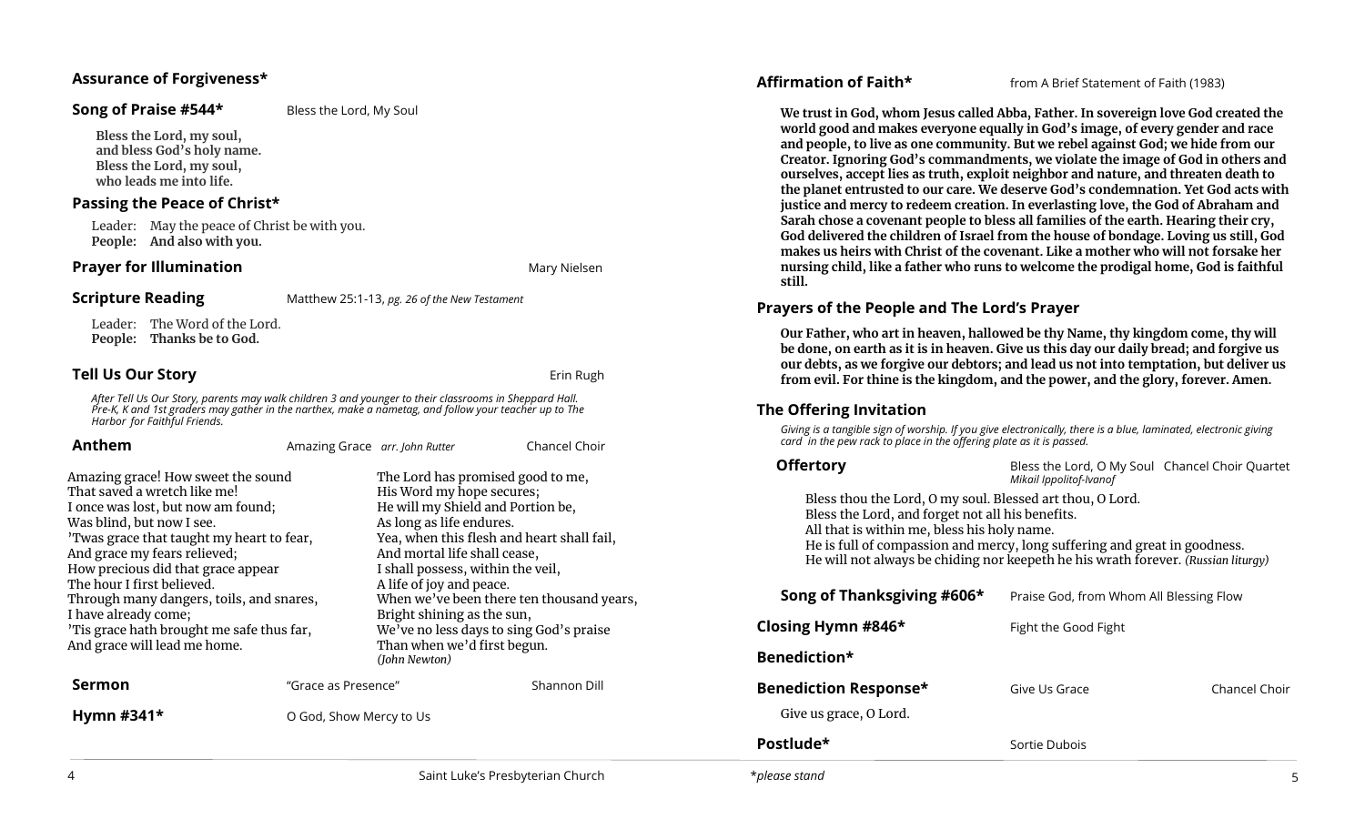### Assurance of Forgiveness*

### Song of Praise #544* — Bless the Lord, My Soul

**Bless the Lord, my soul,**
**and bless God's holy name.**
**Bless the Lord, my soul,**
**who leads me into life.**

### Passing the Peace of Christ*

Leader: May the peace of Christ be with you.
**People: And also with you.**

### Prayer for Illumination — Mary Nielsen

### Scripture Reading — Matthew 25:1-13, *pg. 26 of the New Testament*

Leader: The Word of the Lord.
**People: Thanks be to God.**

### Tell Us Our Story — Erin Rugh

*After Tell Us Our Story, parents may walk children 3 and younger to their classrooms in Sheppard Hall. Pre-K, K and 1st graders may gather in the narthex, make a nametag, and follow your teacher up to The Harbor for Faithful Friends.*

### Anthem — Amazing Grace *arr. John Rutter* — Chancel Choir

Amazing grace! How sweet the sound
That saved a wretch like me!
I once was lost, but now am found;
Was blind, but now I see.
'Twas grace that taught my heart to fear,
And grace my fears relieved;
How precious did that grace appear
The hour I first believed.
Through many dangers, toils, and snares,
I have already come;
'Tis grace hath brought me safe thus far,
And grace will lead me home.

The Lord has promised good to me,
His Word my hope secures;
He will my Shield and Portion be,
As long as life endures.
Yea, when this flesh and heart shall fail,
And mortal life shall cease,
I shall possess, within the veil,
A life of joy and peace.
When we've been there ten thousand years,
Bright shining as the sun,
We've no less days to sing God's praise
Than when we'd first begun.
*(John Newton)*

### Sermon — "Grace as Presence" — Shannon Dill

### Hymn #341* — O God, Show Mercy to Us

### Affirmation of Faith* — from A Brief Statement of Faith (1983)

**We trust in God, whom Jesus called Abba, Father. In sovereign love God created the world good and makes everyone equally in God's image, of every gender and race and people, to live as one community. But we rebel against God; we hide from our Creator. Ignoring God's commandments, we violate the image of God in others and ourselves, accept lies as truth, exploit neighbor and nature, and threaten death to the planet entrusted to our care. We deserve God's condemnation. Yet God acts with justice and mercy to redeem creation. In everlasting love, the God of Abraham and Sarah chose a covenant people to bless all families of the earth. Hearing their cry, God delivered the children of Israel from the house of bondage. Loving us still, God makes us heirs with Christ of the covenant. Like a mother who will not forsake her nursing child, like a father who runs to welcome the prodigal home, God is faithful still.**

### Prayers of the People and The Lord's Prayer

**Our Father, who art in heaven, hallowed be thy Name, thy kingdom come, thy will be done, on earth as it is in heaven. Give us this day our daily bread; and forgive us our debts, as we forgive our debtors; and lead us not into temptation, but deliver us from evil. For thine is the kingdom, and the power, and the glory, forever. Amen.**

### The Offering Invitation

*Giving is a tangible sign of worship. If you give electronically, there is a blue, laminated, electronic giving card in the pew rack to place in the offering plate as it is passed.*

### Offertory — Bless the Lord, O My Soul *Mikail Ippolitof-Ivanof* — Chancel Choir Quartet

Bless thou the Lord, O my soul. Blessed art thou, O Lord.
Bless the Lord, and forget not all his benefits.
All that is within me, bless his holy name.
He is full of compassion and mercy, long suffering and great in goodness.
He will not always be chiding nor keepeth his wrath forever. *(Russian liturgy)*

### Song of Thanksgiving #606* — Praise God, from Whom All Blessing Flow

### Closing Hymn #846* — Fight the Good Fight

### Benediction*

### Benediction Response* — Give Us Grace — Chancel Choir

Give us grace, O Lord.

### Postlude* — Sortie Dubois

*\*please stand*